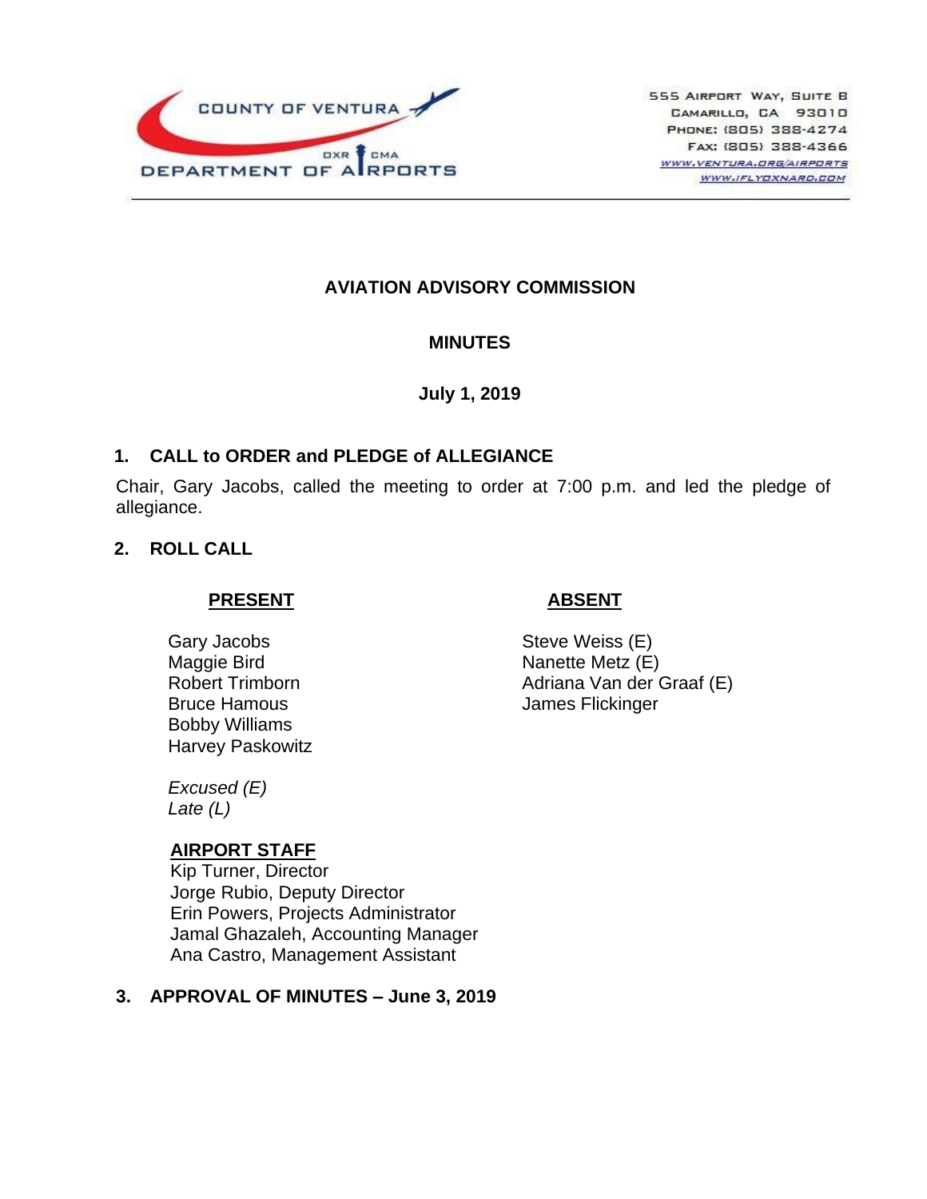COUNTY OF VENTURA
DEPARTMENT OF AIRPORTS
OXR CMA

555 Airport Way, Suite B
Camarillo, CA 93010
Phone: (805) 388-4274
Fax: (805) 388-4366
www.ventura.org/airports
www.iflyoxnard.com

# AVIATION ADVISORY COMMISSION

## MINUTES

**July 1, 2019**

## 1. CALL to ORDER and PLEDGE of ALLEGIANCE

Chair, Gary Jacobs, called the meeting to order at 7:00 p.m. and led the pledge of allegiance.

## 2. ROLL CALL

**PRESENT**

Gary Jacobs
Maggie Bird
Robert Trimborn
Bruce Hamous
Bobby Williams
Harvey Paskowitz

**ABSENT**

Steve Weiss (E)
Nanette Metz (E)
Adriana Van der Graaf (E)
James Flickinger

*Excused (E)*
*Late (L)*

**AIRPORT STAFF**

Kip Turner, Director
Jorge Rubio, Deputy Director
Erin Powers, Projects Administrator
Jamal Ghazaleh, Accounting Manager
Ana Castro, Management Assistant

## 3. APPROVAL OF MINUTES – June 3, 2019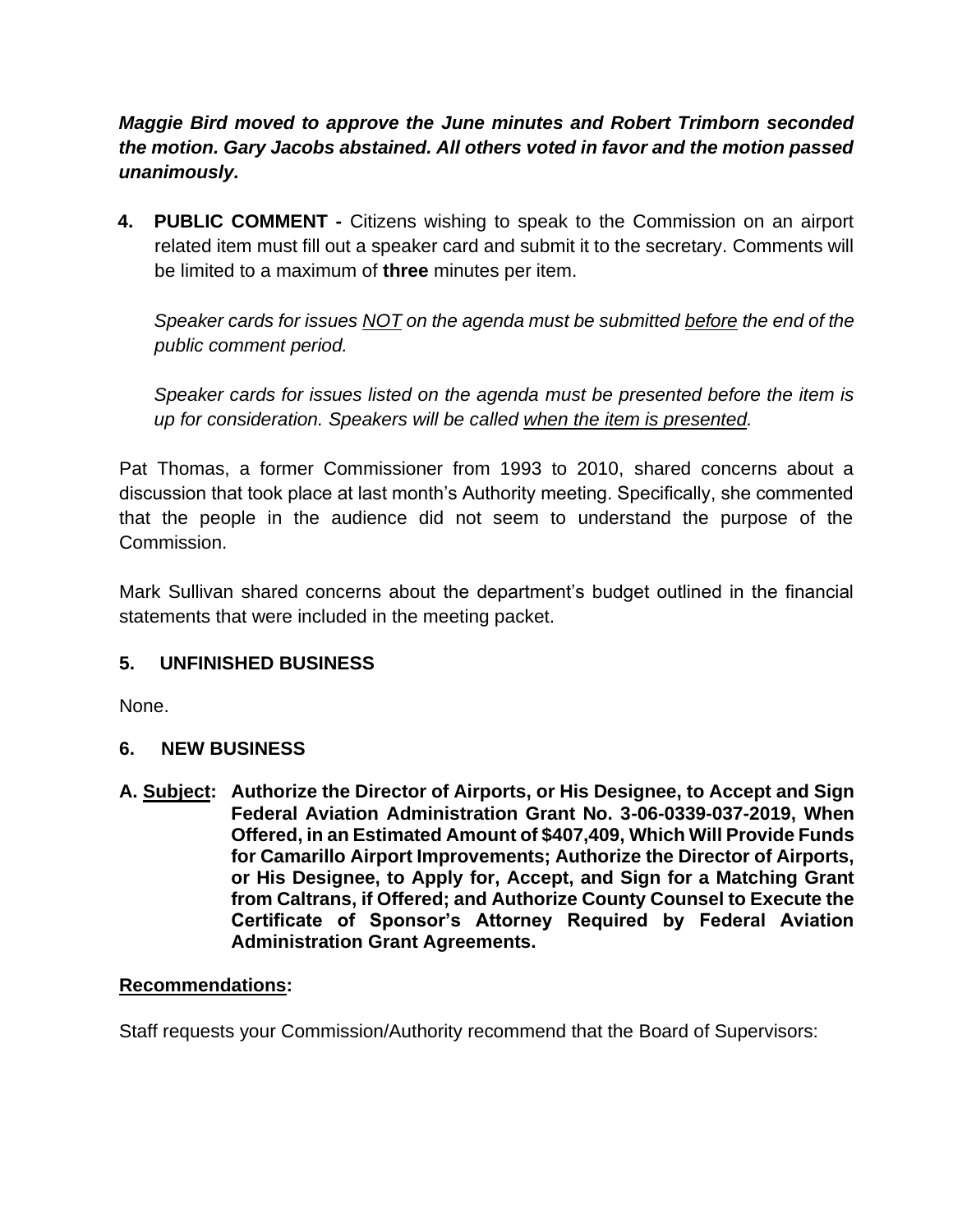***Maggie Bird moved to approve the June minutes and Robert Trimborn seconded the motion. Gary Jacobs abstained. All others voted in favor and the motion passed unanimously.***

**4. PUBLIC COMMENT -** Citizens wishing to speak to the Commission on an airport related item must fill out a speaker card and submit it to the secretary. Comments will be limited to a maximum of **three** minutes per item.

*Speaker cards for issues NOT on the agenda must be submitted before the end of the public comment period.*

*Speaker cards for issues listed on the agenda must be presented before the item is up for consideration. Speakers will be called when the item is presented.*

Pat Thomas, a former Commissioner from 1993 to 2010, shared concerns about a discussion that took place at last month's Authority meeting. Specifically, she commented that the people in the audience did not seem to understand the purpose of the Commission.

Mark Sullivan shared concerns about the department's budget outlined in the financial statements that were included in the meeting packet.

**5. UNFINISHED BUSINESS**

None.

**6. NEW BUSINESS**

**A. Subject: Authorize the Director of Airports, or His Designee, to Accept and Sign Federal Aviation Administration Grant No. 3-06-0339-037-2019, When Offered, in an Estimated Amount of $407,409, Which Will Provide Funds for Camarillo Airport Improvements; Authorize the Director of Airports, or His Designee, to Apply for, Accept, and Sign for a Matching Grant from Caltrans, if Offered; and Authorize County Counsel to Execute the Certificate of Sponsor's Attorney Required by Federal Aviation Administration Grant Agreements.**

**Recommendations:**

Staff requests your Commission/Authority recommend that the Board of Supervisors: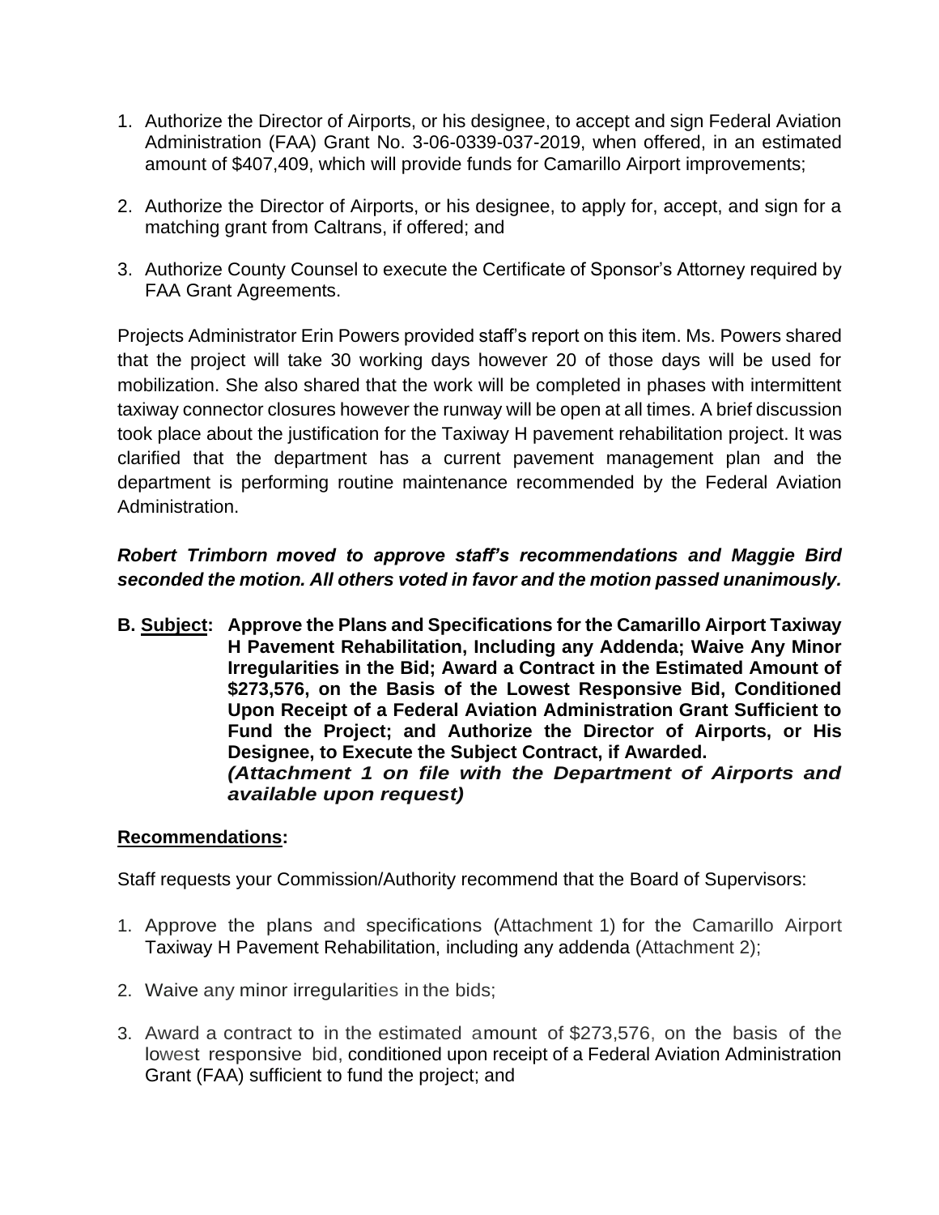1. Authorize the Director of Airports, or his designee, to accept and sign Federal Aviation Administration (FAA) Grant No. 3-06-0339-037-2019, when offered, in an estimated amount of $407,409, which will provide funds for Camarillo Airport improvements;

2. Authorize the Director of Airports, or his designee, to apply for, accept, and sign for a matching grant from Caltrans, if offered; and

3. Authorize County Counsel to execute the Certificate of Sponsor's Attorney required by FAA Grant Agreements.

Projects Administrator Erin Powers provided staff's report on this item. Ms. Powers shared that the project will take 30 working days however 20 of those days will be used for mobilization. She also shared that the work will be completed in phases with intermittent taxiway connector closures however the runway will be open at all times. A brief discussion took place about the justification for the Taxiway H pavement rehabilitation project. It was clarified that the department has a current pavement management plan and the department is performing routine maintenance recommended by the Federal Aviation Administration.

***Robert Trimborn moved to approve staff's recommendations and Maggie Bird seconded the motion. All others voted in favor and the motion passed unanimously.***

**B. <u>Subject</u>: Approve the Plans and Specifications for the Camarillo Airport Taxiway H Pavement Rehabilitation, Including any Addenda; Waive Any Minor Irregularities in the Bid; Award a Contract in the Estimated Amount of $273,576, on the Basis of the Lowest Responsive Bid, Conditioned Upon Receipt of a Federal Aviation Administration Grant Sufficient to Fund the Project; and Authorize the Director of Airports, or His Designee, to Execute the Subject Contract, if Awarded.**
***(Attachment 1 on file with the Department of Airports and available upon request)***

**<u>Recommendations</u>:**

Staff requests your Commission/Authority recommend that the Board of Supervisors:

1. Approve the plans and specifications (Attachment 1) for the Camarillo Airport Taxiway H Pavement Rehabilitation, including any addenda (Attachment 2);

2. Waive any minor irregularities in the bids;

3. Award a contract to in the estimated amount of $273,576, on the basis of the lowest responsive bid, conditioned upon receipt of a Federal Aviation Administration Grant (FAA) sufficient to fund the project; and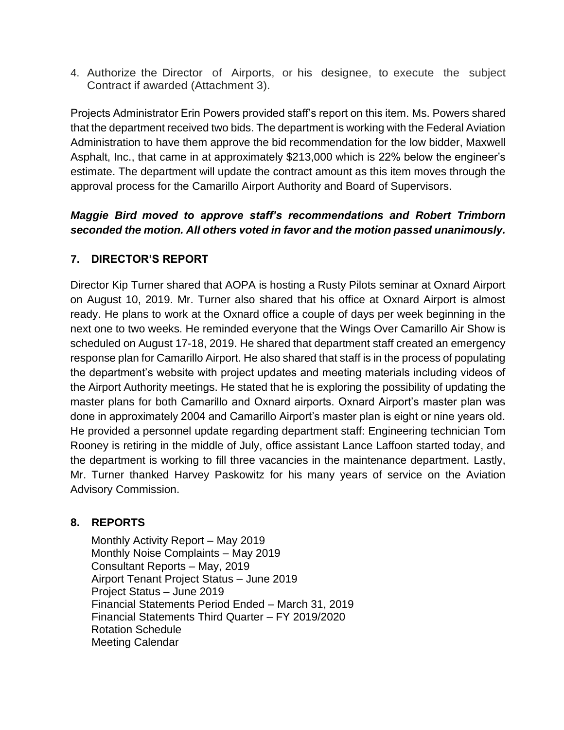4. Authorize the Director of Airports, or his designee, to execute the subject Contract if awarded (Attachment 3).

Projects Administrator Erin Powers provided staff's report on this item. Ms. Powers shared that the department received two bids. The department is working with the Federal Aviation Administration to have them approve the bid recommendation for the low bidder, Maxwell Asphalt, Inc., that came in at approximately $213,000 which is 22% below the engineer's estimate. The department will update the contract amount as this item moves through the approval process for the Camarillo Airport Authority and Board of Supervisors.

***Maggie Bird moved to approve staff's recommendations and Robert Trimborn seconded the motion. All others voted in favor and the motion passed unanimously.***

## 7. DIRECTOR'S REPORT

Director Kip Turner shared that AOPA is hosting a Rusty Pilots seminar at Oxnard Airport on August 10, 2019. Mr. Turner also shared that his office at Oxnard Airport is almost ready. He plans to work at the Oxnard office a couple of days per week beginning in the next one to two weeks. He reminded everyone that the Wings Over Camarillo Air Show is scheduled on August 17-18, 2019. He shared that department staff created an emergency response plan for Camarillo Airport. He also shared that staff is in the process of populating the department's website with project updates and meeting materials including videos of the Airport Authority meetings. He stated that he is exploring the possibility of updating the master plans for both Camarillo and Oxnard airports. Oxnard Airport's master plan was done in approximately 2004 and Camarillo Airport's master plan is eight or nine years old. He provided a personnel update regarding department staff: Engineering technician Tom Rooney is retiring in the middle of July, office assistant Lance Laffoon started today, and the department is working to fill three vacancies in the maintenance department. Lastly, Mr. Turner thanked Harvey Paskowitz for his many years of service on the Aviation Advisory Commission.

## 8. REPORTS

Monthly Activity Report – May 2019
Monthly Noise Complaints – May 2019
Consultant Reports – May, 2019
Airport Tenant Project Status – June 2019
Project Status – June 2019
Financial Statements Period Ended – March 31, 2019
Financial Statements Third Quarter – FY 2019/2020
Rotation Schedule
Meeting Calendar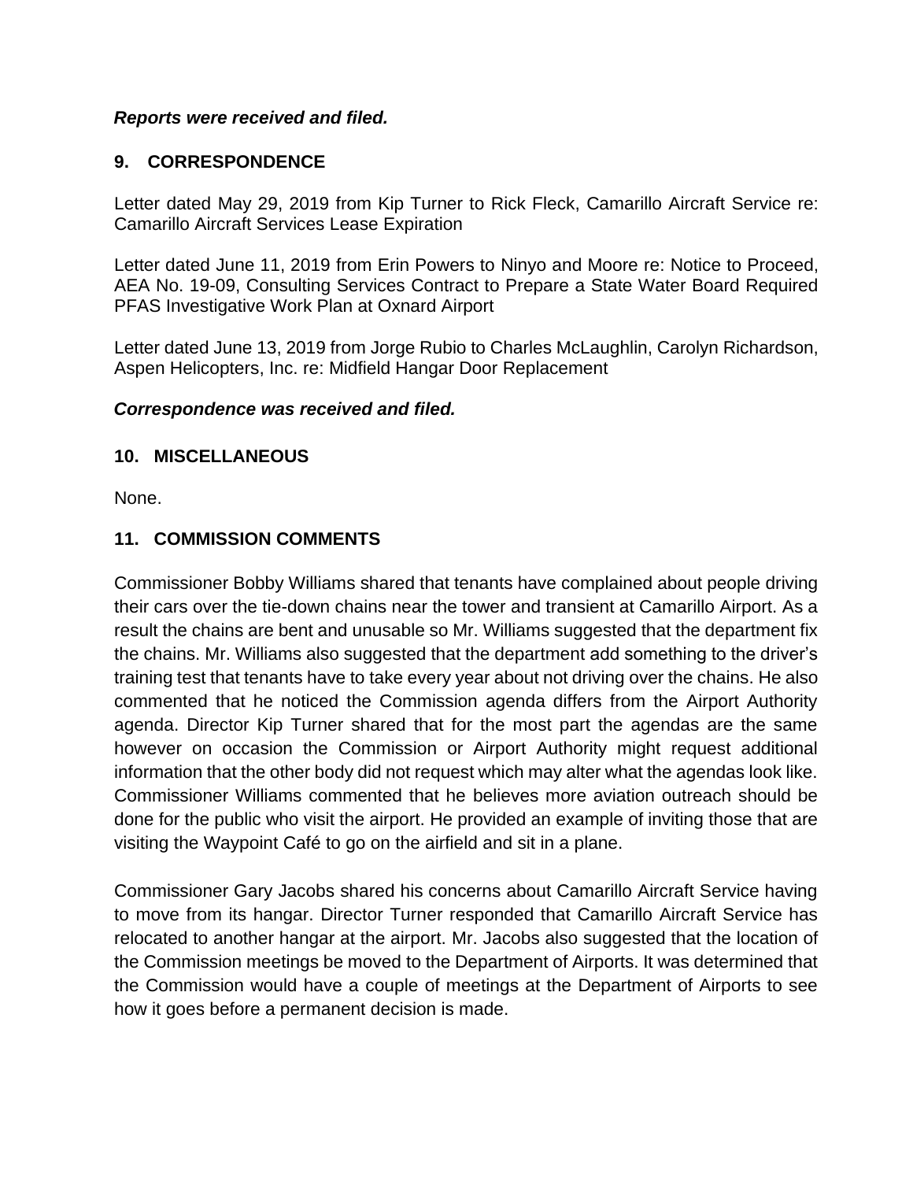***Reports were received and filed.***

## 9. CORRESPONDENCE

Letter dated May 29, 2019 from Kip Turner to Rick Fleck, Camarillo Aircraft Service re: Camarillo Aircraft Services Lease Expiration

Letter dated June 11, 2019 from Erin Powers to Ninyo and Moore re: Notice to Proceed, AEA No. 19-09, Consulting Services Contract to Prepare a State Water Board Required PFAS Investigative Work Plan at Oxnard Airport

Letter dated June 13, 2019 from Jorge Rubio to Charles McLaughlin, Carolyn Richardson, Aspen Helicopters, Inc. re: Midfield Hangar Door Replacement

***Correspondence was received and filed.***

## 10. MISCELLANEOUS

None.

## 11. COMMISSION COMMENTS

Commissioner Bobby Williams shared that tenants have complained about people driving their cars over the tie-down chains near the tower and transient at Camarillo Airport. As a result the chains are bent and unusable so Mr. Williams suggested that the department fix the chains. Mr. Williams also suggested that the department add something to the driver's training test that tenants have to take every year about not driving over the chains. He also commented that he noticed the Commission agenda differs from the Airport Authority agenda. Director Kip Turner shared that for the most part the agendas are the same however on occasion the Commission or Airport Authority might request additional information that the other body did not request which may alter what the agendas look like. Commissioner Williams commented that he believes more aviation outreach should be done for the public who visit the airport. He provided an example of inviting those that are visiting the Waypoint Café to go on the airfield and sit in a plane.

Commissioner Gary Jacobs shared his concerns about Camarillo Aircraft Service having to move from its hangar. Director Turner responded that Camarillo Aircraft Service has relocated to another hangar at the airport. Mr. Jacobs also suggested that the location of the Commission meetings be moved to the Department of Airports. It was determined that the Commission would have a couple of meetings at the Department of Airports to see how it goes before a permanent decision is made.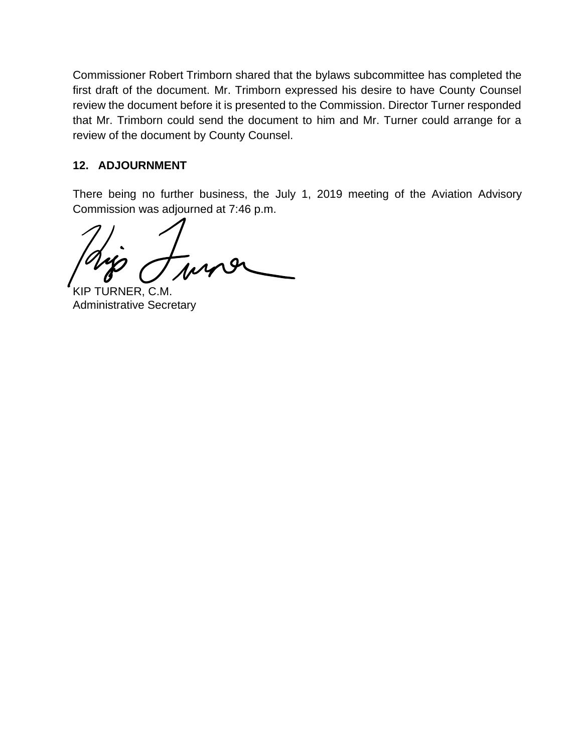Commissioner Robert Trimborn shared that the bylaws subcommittee has completed the first draft of the document. Mr. Trimborn expressed his desire to have County Counsel review the document before it is presented to the Commission. Director Turner responded that Mr. Trimborn could send the document to him and Mr. Turner could arrange for a review of the document by County Counsel.

## 12. ADJOURNMENT

There being no further business, the July 1, 2019 meeting of the Aviation Advisory Commission was adjourned at 7:46 p.m.

KIP TURNER, C.M.
Administrative Secretary